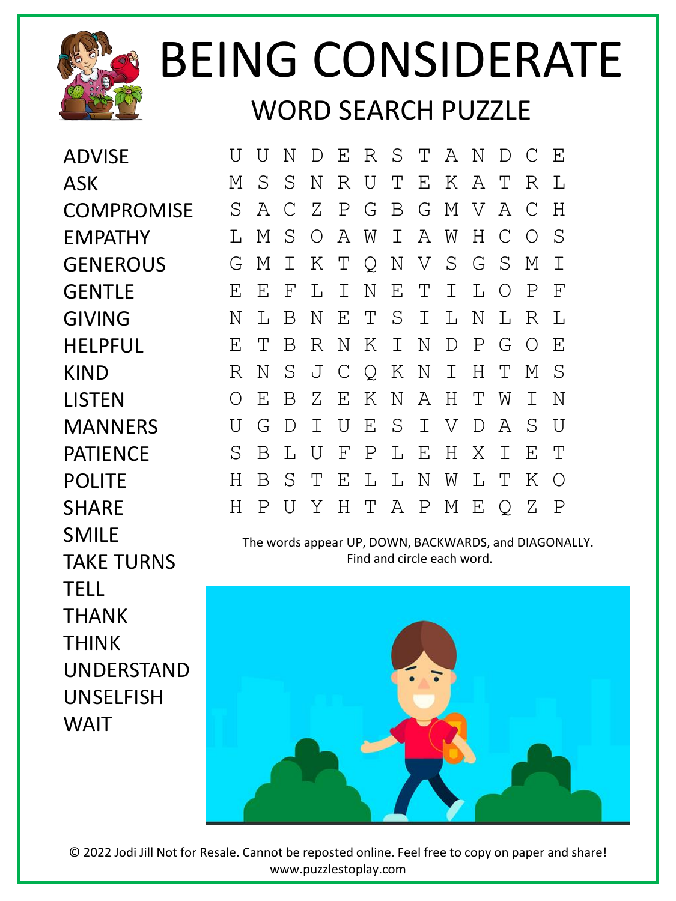# BEING CONSIDERATE

## WORD SEARCH PUZZLE

- ADVISE
- ASK
- COMPROMISE
- EMPATHY
- GENEROUS
- GENTLE
- GIVING
- HELPFUL
- KIND
- LISTEN
- MANNERS
- PATIENCE
- POLITE
- SHARE
- SMILE
- TAKE TURNS
- TELL
- THANK
- THINK
- UNDERSTAND
- UNSELFISH
- WAIT

```
U U N D E R S T A N D C E
M S S N R U T E K A T R L
S A C Z P G B G M V A C H
L M S O A W I A W H C O S
G M I K T Q N V S G S M I
E E F L I N E T I L O P F
N L B N E T S I L N L R L
E T B R N K I N D P G O E
R N S J C Q K N I H T M S
O E B Z E K N A H T W I N
U G D I U E S I V D A S U
S B L U F P L E H X I E T
H B S T E L L N W L T K O
H P U Y H T A P M E Q Z P
```

The words appear UP, DOWN, BACKWARDS, and DIAGONALLY.
Find and circle each word.

© 2022 Jodi Jill Not for Resale. Cannot be reposted online. Feel free to copy on paper and share!
www.puzzlestoplay.com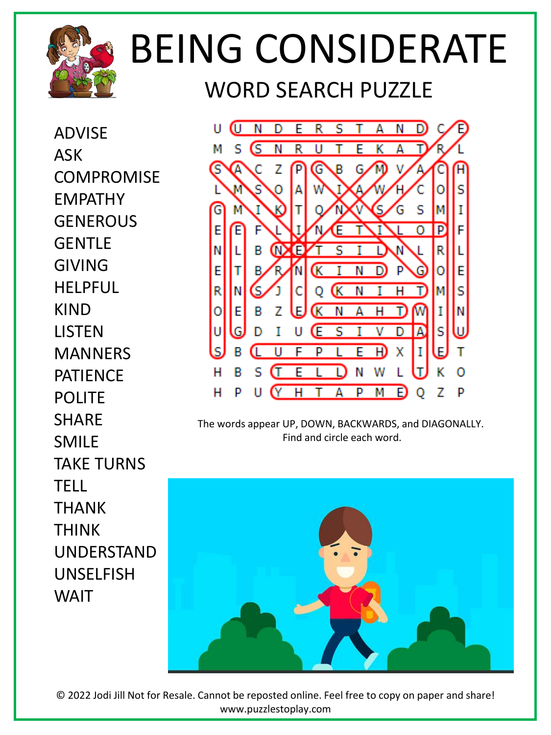# BEING CONSIDERATE

## WORD SEARCH PUZZLE

- ADVISE
- ASK
- COMPROMISE
- EMPATHY
- GENEROUS
- GENTLE
- GIVING
- HELPFUL
- KIND
- LISTEN
- MANNERS
- PATIENCE
- POLITE
- SHARE
- SMILE
- TAKE TURNS
- TELL
- THANK
- THINK
- UNDERSTAND
- UNSELFISH
- WAIT

| | | | | | | | | | | | | |
|---|---|---|---|---|---|---|---|---|---|---|---|---|
| U | U | N | D | E | R | S | T | A | N | D | C | E |
| M | S | S | N | R | U | T | E | K | A | T | R | L |
| S | A | C | Z | P | G | B | G | M | V | A | C | H |
| L | M | S | O | A | W | I | A | W | H | C | O | S |
| G | M | I | K | T | Q | N | V | S | G | S | M | I |
| E | E | F | L | I | N | E | T | I | L | O | P | F |
| N | L | B | N | E | T | S | I | L | N | L | R | L |
| E | T | B | R | N | K | I | N | D | P | G | O | E |
| R | N | S | J | C | Q | K | N | I | H | T | M | S |
| O | E | B | Z | E | K | N | A | H | T | W | I | N |
| U | G | D | I | U | E | S | I | V | D | A | S | U |
| S | B | L | U | F | P | L | E | H | X | I | E | T |
| H | B | S | T | E | L | L | N | W | L | T | K | O |
| H | P | U | Y | H | T | A | P | M | E | Q | Z | P |

The words appear UP, DOWN, BACKWARDS, and DIAGONALLY.
Find and circle each word.

© 2022 Jodi Jill Not for Resale. Cannot be reposted online. Feel free to copy on paper and share!
www.puzzlestoplay.com